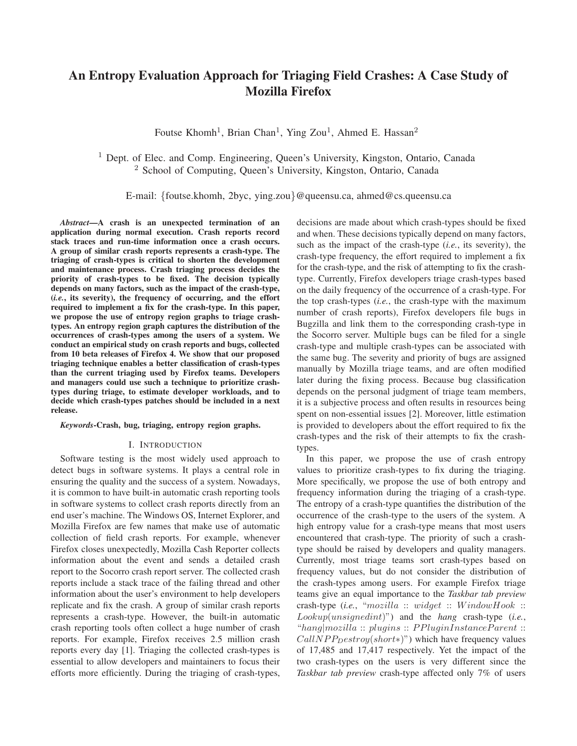# An Entropy Evaluation Approach for Triaging Field Crashes: A Case Study of Mozilla Firefox

Foutse Khomh[1], Brian Chan[1], Ying Zou[1], Ahmed E. Hassan[2]

[1] Dept. of Elec. and Comp. Engineering, Queen's University, Kingston, Ontario, Canada
[2] School of Computing, Queen's University, Kingston, Ontario, Canada

E-mail: {foutse.khomh, 2byc, ying.zou}@queensu.ca, ahmed@cs.queensu.ca

***Abstract*—A crash is an unexpected termination of an application during normal execution. Crash reports record stack traces and run-time information once a crash occurs. A group of similar crash reports represents a crash-type. The triaging of crash-types is critical to shorten the development and maintenance process. Crash triaging process decides the priority of crash-types to be fixed. The decision typically depends on many factors, such as the impact of the crash-type, (*i.e.*, its severity), the frequency of occurring, and the effort required to implement a fix for the crash-type. In this paper, we propose the use of entropy region graphs to triage crash-types. An entropy region graph captures the distribution of the occurrences of crash-types among the users of a system. We conduct an empirical study on crash reports and bugs, collected from 10 beta releases of Firefox 4. We show that our proposed triaging technique enables a better classification of crash-types than the current triaging used by Firefox teams. Developers and managers could use such a technique to prioritize crash-types during triage, to estimate developer workloads, and to decide which crash-types patches should be included in a next release.**

***Keywords*-Crash, bug, triaging, entropy region graphs.**

## I. Introduction

Software testing is the most widely used approach to detect bugs in software systems. It plays a central role in ensuring the quality and the success of a system. Nowadays, it is common to have built-in automatic crash reporting tools in software systems to collect crash reports directly from an end user's machine. The Windows OS, Internet Explorer, and Mozilla Firefox are few names that make use of automatic collection of field crash reports. For example, whenever Firefox closes unexpectedly, Mozilla Cash Reporter collects information about the event and sends a detailed crash report to the Socorro crash report server. The collected crash reports include a stack trace of the failing thread and other information about the user's environment to help developers replicate and fix the crash. A group of similar crash reports represents a crash-type. However, the built-in automatic crash reporting tools often collect a huge number of crash reports. For example, Firefox receives 2.5 million crash reports every day [1]. Triaging the collected crash-types is essential to allow developers and maintainers to focus their efforts more efficiently. During the triaging of crash-types, decisions are made about which crash-types should be fixed and when. These decisions typically depend on many factors, such as the impact of the crash-type (*i.e.*, its severity), the crash-type frequency, the effort required to implement a fix for the crash-type, and the risk of attempting to fix the crash-type. Currently, Firefox developers triage crash-types based on the daily frequency of the occurrence of a crash-type. For the top crash-types (*i.e.*, the crash-type with the maximum number of crash reports), Firefox developers file bugs in Bugzilla and link them to the corresponding crash-type in the Socorro server. Multiple bugs can be filed for a single crash-type and multiple crash-types can be associated with the same bug. The severity and priority of bugs are assigned manually by Mozilla triage teams, and are often modified later during the fixing process. Because bug classification depends on the personal judgment of triage team members, it is a subjective process and often results in resources being spent on non-essential issues [2]. Moreover, little estimation is provided to developers about the effort required to fix the crash-types and the risk of their attempts to fix the crash-types.

In this paper, we propose the use of crash entropy values to prioritize crash-types to fix during the triaging. More specifically, we propose the use of both entropy and frequency information during the triaging of a crash-type. The entropy of a crash-type quantifies the distribution of the occurrence of the crash-type to the users of the system. A high entropy value for a crash-type means that most users encountered that crash-type. The priority of such a crash-type should be raised by developers and quality managers. Currently, most triage teams sort crash-types based on frequency values, but do not consider the distribution of the crash-types among users. For example Firefox triage teams give an equal importance to the *Taskbar tab preview* crash-type (*i.e.*, "$mozilla :: widget :: WindowHook :: Lookup(unsignedint)$") and the *hang* crash-type (*i.e.*, "$hang|mozilla :: plugins :: PPluginInstanceParent :: CallNPP_Destroy(short*)$") which have frequency values of 17,485 and 17,417 respectively. Yet the impact of the two crash-types on the users is very different since the *Taskbar tab preview* crash-type affected only 7% of users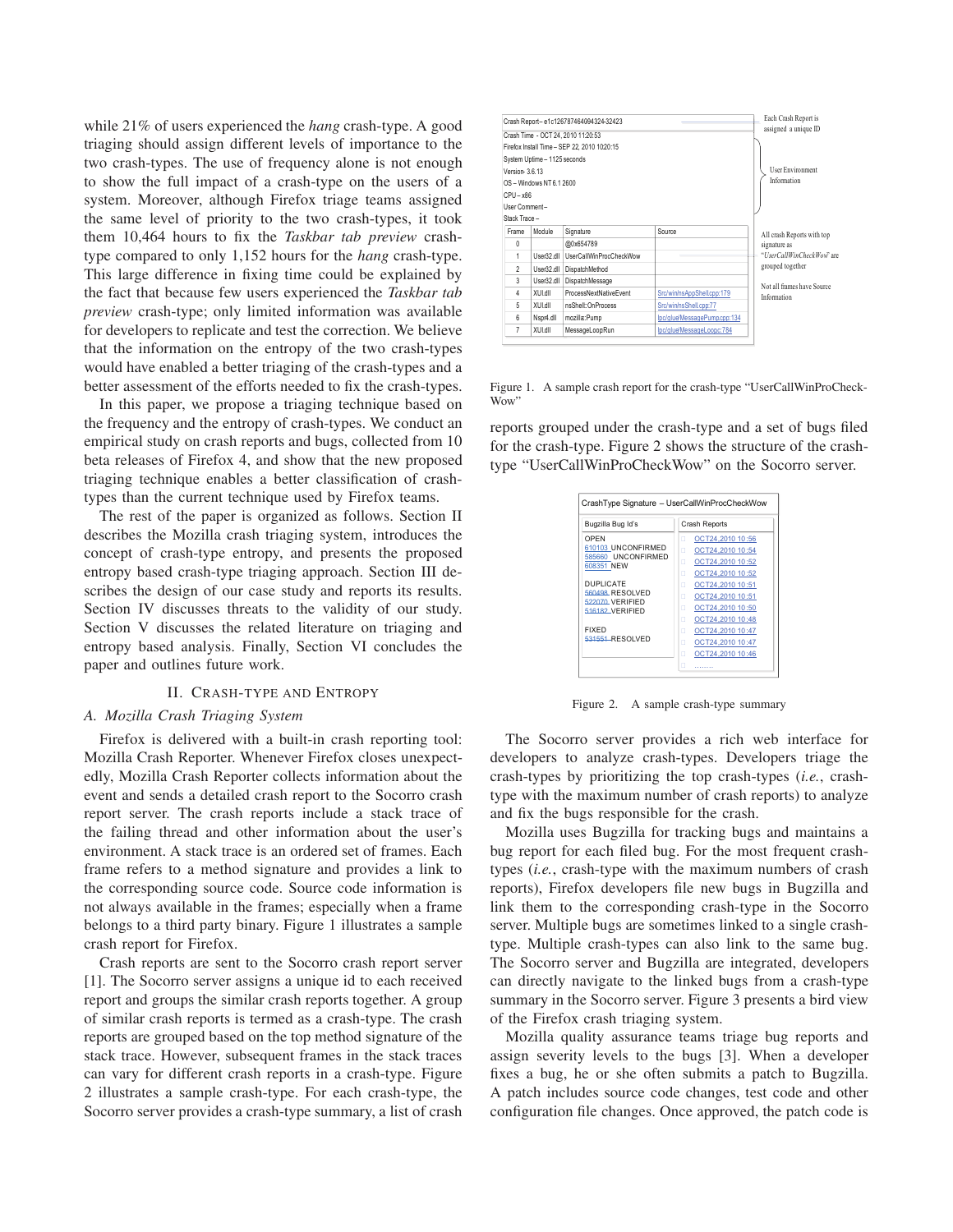while 21% of users experienced the *hang* crash-type. A good triaging should assign different levels of importance to the two crash-types. The use of frequency alone is not enough to show the full impact of a crash-type on the users of a system. Moreover, although Firefox triage teams assigned the same level of priority to the two crash-types, it took them 10,464 hours to fix the *Taskbar tab preview* crash-type compared to only 1,152 hours for the *hang* crash-type. This large difference in fixing time could be explained by the fact that because few users experienced the *Taskbar tab preview* crash-type; only limited information was available for developers to replicate and test the correction. We believe that the information on the entropy of the two crash-types would have enabled a better triaging of the crash-types and a better assessment of the efforts needed to fix the crash-types.

In this paper, we propose a triaging technique based on the frequency and the entropy of crash-types. We conduct an empirical study on crash reports and bugs, collected from 10 beta releases of Firefox 4, and show that the new proposed triaging technique enables a better classification of crash-types than the current technique used by Firefox teams.

The rest of the paper is organized as follows. Section II describes the Mozilla crash triaging system, introduces the concept of crash-type entropy, and presents the proposed entropy based crash-type triaging approach. Section III describes the design of our case study and reports its results. Section IV discusses threats to the validity of our study. Section V discusses the related literature on triaging and entropy based analysis. Finally, Section VI concludes the paper and outlines future work.

## II. Crash-type and Entropy

### A. Mozilla Crash Triaging System

Firefox is delivered with a built-in crash reporting tool: Mozilla Crash Reporter. Whenever Firefox closes unexpectedly, Mozilla Crash Reporter collects information about the event and sends a detailed crash report to the Socorro crash report server. The crash reports include a stack trace of the failing thread and other information about the user's environment. A stack trace is an ordered set of frames. Each frame refers to a method signature and provides a link to the corresponding source code. Source code information is not always available in the frames; especially when a frame belongs to a third party binary. Figure 1 illustrates a sample crash report for Firefox.

Crash reports are sent to the Socorro crash report server [1]. The Socorro server assigns a unique id to each received report and groups the similar crash reports together. A group of similar crash reports is termed as a crash-type. The crash reports are grouped based on the top method signature of the stack trace. However, subsequent frames in the stack traces can vary for different crash reports in a crash-type. Figure 2 illustrates a sample crash-type. For each crash-type, the Socorro server provides a crash-type summary, a list of crash

Crash Report – e1c1267874649432432423
Crash Time - OCT 24, 2010 11:20:53
Firefox Install Time – SEP 22, 2010 10:20:15
System Uptime – 1125 seconds
Version- 3.6.13
OS – Windows NT 6.1 2600
CPU – x86
User Comment –
Stack Trace –

| Frame | Module | Signature | Source |
|---|---|---|---|
| 0 | | @0x654789 | |
| 1 | User32.dll | UserCallWinProcCheckWow | |
| 2 | User32.dll | DispatchMethod | |
| 3 | User32.dll | DispatchMessage | |
| 4 | XUl.dll | ProcessNextNativeEvent | Src/win/nsAppShell.cpp:179 |
| 5 | XUl.dll | nsShell::OnProcess | Src/win/nsShell.cpp:77 |
| 6 | Nspr4.dll | mozilla::Pump | Ipc/glue/MessagePump.cpp:134 |
| 7 | XUl.dll | MessageLoopRun | Ipc/glue/MessageLoopc:784 |

Each Crash Report is assigned a unique ID. User Environment Information. All crash Reports with top signature as "*UserCallWinCheckWow*" are grouped together. Not all frames have Source Information.

Figure 1. A sample crash report for the crash-type "UserCallWinProCheckWow"

reports grouped under the crash-type and a set of bugs filed for the crash-type. Figure 2 shows the structure of the crash-type "UserCallWinProCheckWow" on the Socorro server.

CrashType Signature – UserCallWinProcCheckWow

| Bugzilla Bug Id's | Crash Reports |
|---|---|
| OPEN<br>610103 UNCONFIRMED<br>585660 UNCONFIRMED<br>608351 NEW<br><br>DUPLICATE<br>560498 RESOLVED<br>522070 VERIFIED<br>516182 VERIFIED<br><br>FIXED<br>531551 RESOLVED | OCT24,2010 10:56<br>OCT24,2010 10:54<br>OCT24,2010 10:52<br>OCT24,2010 10:52<br>OCT24,2010 10:51<br>OCT24,2010 10:51<br>OCT24,2010 10:50<br>OCT24,2010 10:48<br>OCT24,2010 10:47<br>OCT24,2010 10:47<br>OCT24,2010 10:46<br>........ |

Figure 2. A sample crash-type summary

The Socorro server provides a rich web interface for developers to analyze crash-types. Developers triage the crash-types by prioritizing the top crash-types (*i.e.*, crash-type with the maximum number of crash reports) to analyze and fix the bugs responsible for the crash.

Mozilla uses Bugzilla for tracking bugs and maintains a bug report for each filed bug. For the most frequent crash-types (*i.e.*, crash-type with the maximum numbers of crash reports), Firefox developers file new bugs in Bugzilla and link them to the corresponding crash-type in the Socorro server. Multiple bugs are sometimes linked to a single crash-type. Multiple crash-types can also link to the same bug. The Socorro server and Bugzilla are integrated, developers can directly navigate to the linked bugs from a crash-type summary in the Socorro server. Figure 3 presents a bird view of the Firefox crash triaging system.

Mozilla quality assurance teams triage bug reports and assign severity levels to the bugs [3]. When a developer fixes a bug, he or she often submits a patch to Bugzilla. A patch includes source code changes, test code and other configuration file changes. Once approved, the patch code is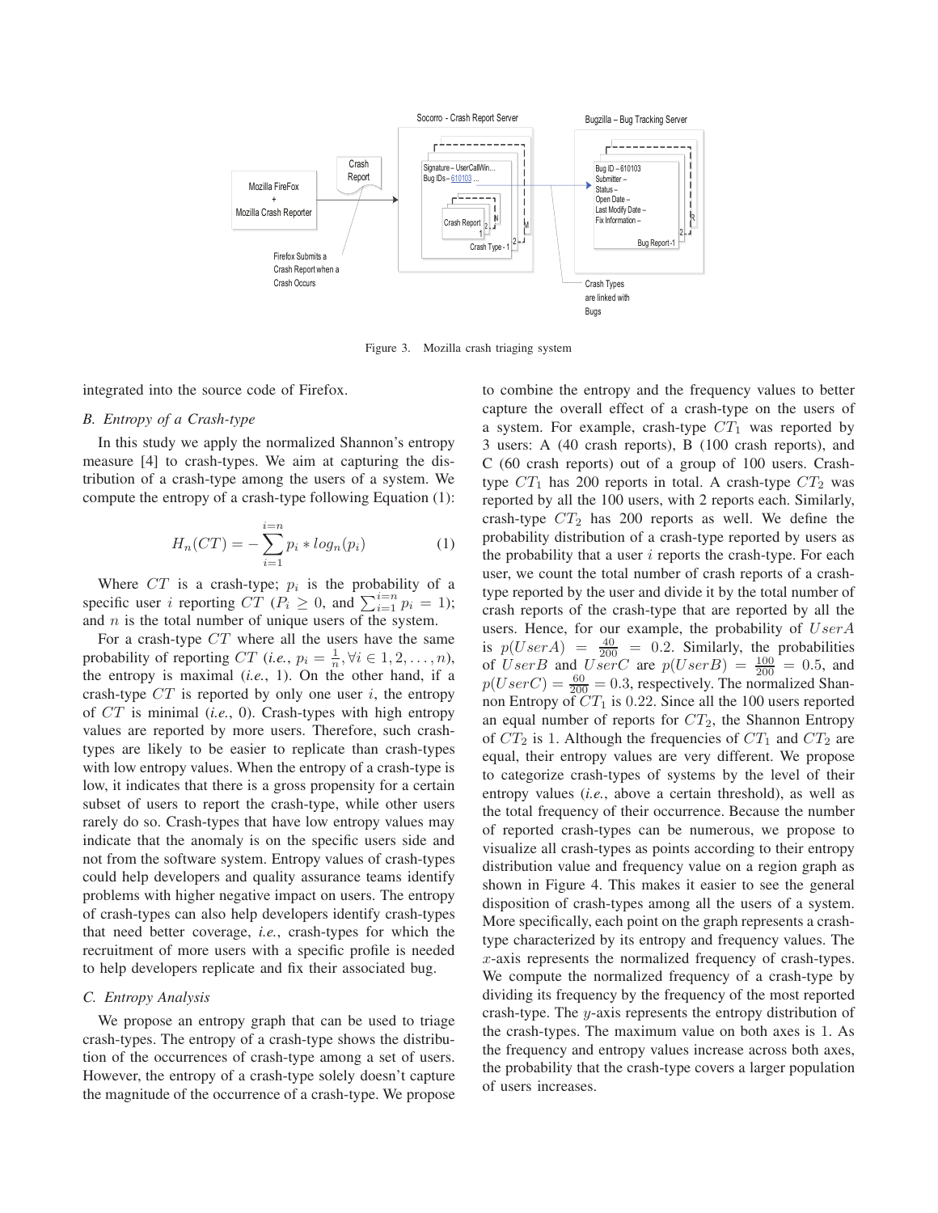Figure 3. Mozilla crash triaging system

integrated into the source code of Firefox.

### B. Entropy of a Crash-type

In this study we apply the normalized Shannon's entropy measure [4] to crash-types. We aim at capturing the distribution of a crash-type among the users of a system. We compute the entropy of a crash-type following Equation (1):

$$H_n(CT) = -\sum_{i=1}^{i=n} p_i * log_n(p_i) \tag{1}$$

Where $CT$ is a crash-type; $p_i$ is the probability of a specific user $i$ reporting $CT$ ($P_i \geq 0$, and $\sum_{i=1}^{i=n} p_i = 1$); and $n$ is the total number of unique users of the system.

For a crash-type $CT$ where all the users have the same probability of reporting $CT$ (*i.e.*, $p_i = \frac{1}{n}, \forall i \in 1, 2, \ldots, n$), the entropy is maximal (*i.e.*, 1). On the other hand, if a crash-type $CT$ is reported by only one user $i$, the entropy of $CT$ is minimal (*i.e.*, 0). Crash-types with high entropy values are reported by more users. Therefore, such crash-types are likely to be easier to replicate than crash-types with low entropy values. When the entropy of a crash-type is low, it indicates that there is a gross propensity for a certain subset of users to report the crash-type, while other users rarely do so. Crash-types that have low entropy values may indicate that the anomaly is on the specific users side and not from the software system. Entropy values of crash-types could help developers and quality assurance teams identify problems with higher negative impact on users. The entropy of crash-types can also help developers identify crash-types that need better coverage, *i.e.*, crash-types for which the recruitment of more users with a specific profile is needed to help developers replicate and fix their associated bug.

### C. Entropy Analysis

We propose an entropy graph that can be used to triage crash-types. The entropy of a crash-type shows the distribution of the occurrences of crash-type among a set of users. However, the entropy of a crash-type solely doesn't capture the magnitude of the occurrence of a crash-type. We propose to combine the entropy and the frequency values to better capture the overall effect of a crash-type on the users of a system. For example, crash-type $CT_1$ was reported by 3 users: A (40 crash reports), B (100 crash reports), and C (60 crash reports) out of a group of 100 users. Crash-type $CT_1$ has 200 reports in total. A crash-type $CT_2$ was reported by all the 100 users, with 2 reports each. Similarly, crash-type $CT_2$ has 200 reports as well. We define the probability distribution of a crash-type reported by users as the probability that a user $i$ reports the crash-type. For each user, we count the total number of crash reports of a crash-type reported by the user and divide it by the total number of crash reports of the crash-type that are reported by all the users. Hence, for our example, the probability of $UserA$ is $p(UserA) = \frac{40}{200} = 0.2$. Similarly, the probabilities of $UserB$ and $UserC$ are $p(UserB) = \frac{100}{200} = 0.5$, and $p(UserC) = \frac{60}{200} = 0.3$, respectively. The normalized Shannon Entropy of $CT_1$ is 0.22. Since all the 100 users reported an equal number of reports for $CT_2$, the Shannon Entropy of $CT_2$ is 1. Although the frequencies of $CT_1$ and $CT_2$ are equal, their entropy values are very different. We propose to categorize crash-types of systems by the level of their entropy values (*i.e.*, above a certain threshold), as well as the total frequency of their occurrence. Because the number of reported crash-types can be numerous, we propose to visualize all crash-types as points according to their entropy distribution value and frequency value on a region graph as shown in Figure 4. This makes it easier to see the general disposition of crash-types among all the users of a system. More specifically, each point on the graph represents a crash-type characterized by its entropy and frequency values. The $x$-axis represents the normalized frequency of crash-types. We compute the normalized frequency of a crash-type by dividing its frequency by the frequency of the most reported crash-type. The $y$-axis represents the entropy distribution of the crash-types. The maximum value on both axes is 1. As the frequency and entropy values increase across both axes, the probability that the crash-type covers a larger population of users increases.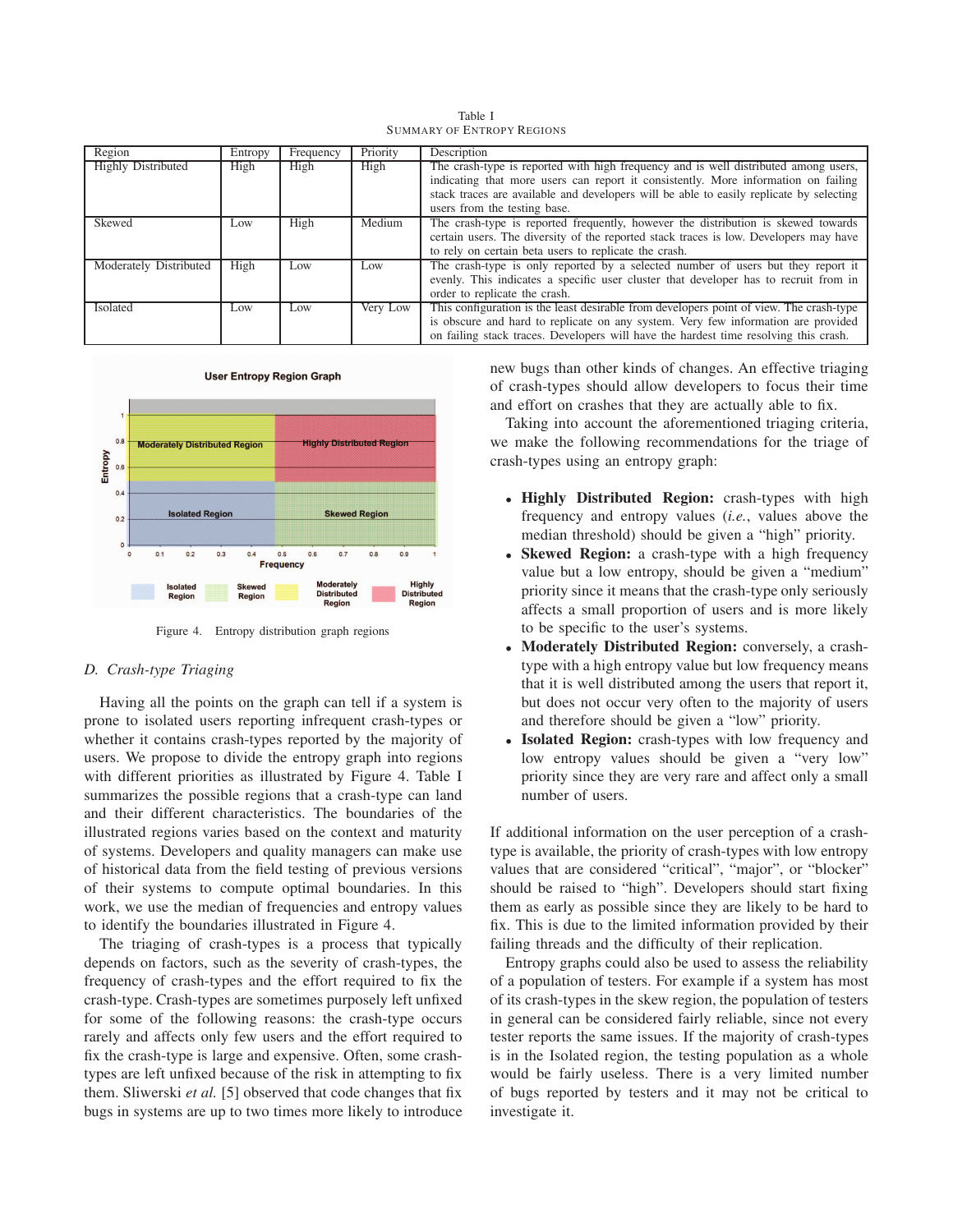Table I
SUMMARY OF ENTROPY REGIONS

| Region | Entropy | Frequency | Priority | Description |
|---|---|---|---|---|
| Highly Distributed | High | High | High | The crash-type is reported with high frequency and is well distributed among users, indicating that more users can report it consistently. More information on failing stack traces are available and developers will be able to easily replicate by selecting users from the testing base. |
| Skewed | Low | High | Medium | The crash-type is reported frequently, however the distribution is skewed towards certain users. The diversity of the reported stack traces is low. Developers may have to rely on certain beta users to replicate the crash. |
| Moderately Distributed | High | Low | Low | The crash-type is only reported by a selected number of users but they report it evenly. This indicates a specific user cluster that developer has to recruit from in order to replicate the crash. |
| Isolated | Low | Low | Very Low | This configuration is the least desirable from developers point of view. The crash-type is obscure and hard to replicate on any system. Very few information are provided on failing stack traces. Developers will have the hardest time resolving this crash. |

User Entropy Region Graph

Entropy

Frequency

0
0.2
0.4
0.6
0.8
1

0
0.1
0.2
0.3
0.4
0.5
0.6
0.7
0.8
0.9
1

Moderately Distributed Region
Highly Distributed Region
Isolated Region
Skewed Region

Isolated Region
Skewed Region
Moderately Distributed Region
Highly Distributed Region

Figure 4. Entropy distribution graph regions

### D. Crash-type Triaging

Having all the points on the graph can tell if a system is prone to isolated users reporting infrequent crash-types or whether it contains crash-types reported by the majority of users. We propose to divide the entropy graph into regions with different priorities as illustrated by Figure 4. Table I summarizes the possible regions that a crash-type can land and their different characteristics. The boundaries of the illustrated regions varies based on the context and maturity of systems. Developers and quality managers can make use of historical data from the field testing of previous versions of their systems to compute optimal boundaries. In this work, we use the median of frequencies and entropy values to identify the boundaries illustrated in Figure 4.

The triaging of crash-types is a process that typically depends on factors, such as the severity of crash-types, the frequency of crash-types and the effort required to fix the crash-type. Crash-types are sometimes purposely left unfixed for some of the following reasons: the crash-type occurs rarely and affects only few users and the effort required to fix the crash-type is large and expensive. Often, some crash-types are left unfixed because of the risk in attempting to fix them. Sliwerski *et al.* [5] observed that code changes that fix bugs in systems are up to two times more likely to introduce new bugs than other kinds of changes. An effective triaging of crash-types should allow developers to focus their time and effort on crashes that they are actually able to fix.

Taking into account the aforementioned triaging criteria, we make the following recommendations for the triage of crash-types using an entropy graph:

- **Highly Distributed Region:** crash-types with high frequency and entropy values (*i.e.*, values above the median threshold) should be given a "high" priority.
- **Skewed Region:** a crash-type with a high frequency value but a low entropy, should be given a "medium" priority since it means that the crash-type only seriously affects a small proportion of users and is more likely to be specific to the user's systems.
- **Moderately Distributed Region:** conversely, a crash-type with a high entropy value but low frequency means that it is well distributed among the users that report it, but does not occur very often to the majority of users and therefore should be given a "low" priority.
- **Isolated Region:** crash-types with low frequency and low entropy values should be given a "very low" priority since they are very rare and affect only a small number of users.

If additional information on the user perception of a crash-type is available, the priority of crash-types with low entropy values that are considered "critical", "major", or "blocker" should be raised to "high". Developers should start fixing them as early as possible since they are likely to be hard to fix. This is due to the limited information provided by their failing threads and the difficulty of their replication.

Entropy graphs could also be used to assess the reliability of a population of testers. For example if a system has most of its crash-types in the skew region, the population of testers in general can be considered fairly reliable, since not every tester reports the same issues. If the majority of crash-types is in the Isolated region, the testing population as a whole would be fairly useless. There is a very limited number of bugs reported by testers and it may not be critical to investigate it.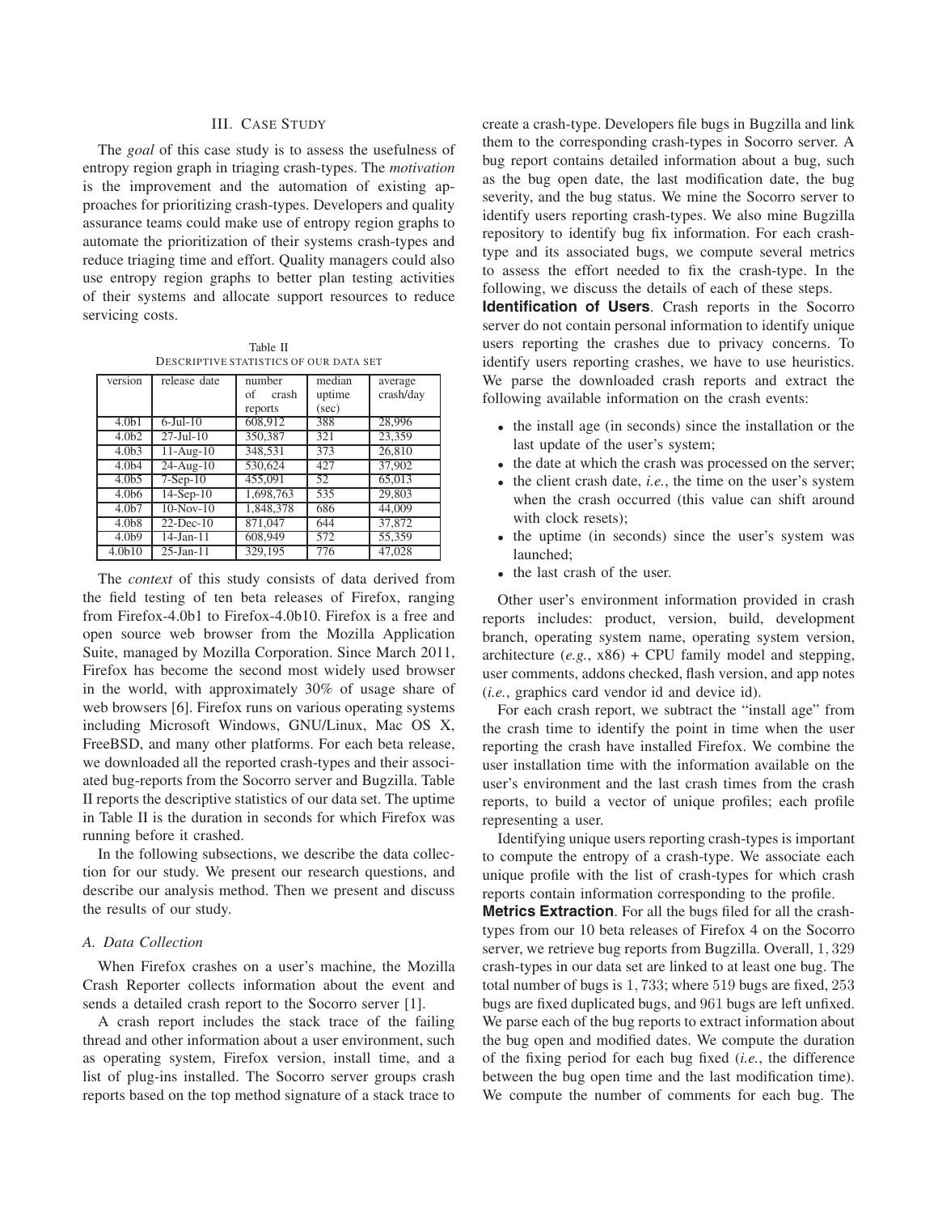## III. Case Study

The *goal* of this case study is to assess the usefulness of entropy region graph in triaging crash-types. The *motivation* is the improvement and the automation of existing approaches for prioritizing crash-types. Developers and quality assurance teams could make use of entropy region graphs to automate the prioritization of their systems crash-types and reduce triaging time and effort. Quality managers could also use entropy region graphs to better plan testing activities of their systems and allocate support resources to reduce servicing costs.

Table II
Descriptive statistics of our data set

| version | release date | number of crash reports | median uptime (sec) | average crash/day |
|---|---|---|---|---|
| 4.0b1 | 6-Jul-10 | 608,912 | 388 | 28,996 |
| 4.0b2 | 27-Jul-10 | 350,387 | 321 | 23,359 |
| 4.0b3 | 11-Aug-10 | 348,531 | 373 | 26,810 |
| 4.0b4 | 24-Aug-10 | 530,624 | 427 | 37,902 |
| 4.0b5 | 7-Sep-10 | 455,091 | 52 | 65,013 |
| 4.0b6 | 14-Sep-10 | 1,698,763 | 535 | 29,803 |
| 4.0b7 | 10-Nov-10 | 1,848,378 | 686 | 44,009 |
| 4.0b8 | 22-Dec-10 | 871,047 | 644 | 37,872 |
| 4.0b9 | 14-Jan-11 | 608,949 | 572 | 55,359 |
| 4.0b10 | 25-Jan-11 | 329,195 | 776 | 47,028 |

The *context* of this study consists of data derived from the field testing of ten beta releases of Firefox, ranging from Firefox-4.0b1 to Firefox-4.0b10. Firefox is a free and open source web browser from the Mozilla Application Suite, managed by Mozilla Corporation. Since March 2011, Firefox has become the second most widely used browser in the world, with approximately 30% of usage share of web browsers [6]. Firefox runs on various operating systems including Microsoft Windows, GNU/Linux, Mac OS X, FreeBSD, and many other platforms. For each beta release, we downloaded all the reported crash-types and their associated bug-reports from the Socorro server and Bugzilla. Table II reports the descriptive statistics of our data set. The uptime in Table II is the duration in seconds for which Firefox was running before it crashed.

In the following subsections, we describe the data collection for our study. We present our research questions, and describe our analysis method. Then we present and discuss the results of our study.

### A. Data Collection

When Firefox crashes on a user's machine, the Mozilla Crash Reporter collects information about the event and sends a detailed crash report to the Socorro server [1].

A crash report includes the stack trace of the failing thread and other information about a user environment, such as operating system, Firefox version, install time, and a list of plug-ins installed. The Socorro server groups crash reports based on the top method signature of a stack trace to create a crash-type. Developers file bugs in Bugzilla and link them to the corresponding crash-types in Socorro server. A bug report contains detailed information about a bug, such as the bug open date, the last modification date, the bug severity, and the bug status. We mine the Socorro server to identify users reporting crash-types. We also mine Bugzilla repository to identify bug fix information. For each crash-type and its associated bugs, we compute several metrics to assess the effort needed to fix the crash-type. In the following, we discuss the details of each of these steps.

**Identification of Users**. Crash reports in the Socorro server do not contain personal information to identify unique users reporting the crashes due to privacy concerns. To identify users reporting crashes, we have to use heuristics. We parse the downloaded crash reports and extract the following available information on the crash events:

- the install age (in seconds) since the installation or the last update of the user's system;
- the date at which the crash was processed on the server;
- the client crash date, *i.e.*, the time on the user's system when the crash occurred (this value can shift around with clock resets);
- the uptime (in seconds) since the user's system was launched;
- the last crash of the user.

Other user's environment information provided in crash reports includes: product, version, build, development branch, operating system name, operating system version, architecture (*e.g.*, x86) + CPU family model and stepping, user comments, addons checked, flash version, and app notes (*i.e.*, graphics card vendor id and device id).

For each crash report, we subtract the "install age" from the crash time to identify the point in time when the user reporting the crash have installed Firefox. We combine the user installation time with the information available on the user's environment and the last crash times from the crash reports, to build a vector of unique profiles; each profile representing a user.

Identifying unique users reporting crash-types is important to compute the entropy of a crash-type. We associate each unique profile with the list of crash-types for which crash reports contain information corresponding to the profile.

**Metrics Extraction**. For all the bugs filed for all the crash-types from our 10 beta releases of Firefox 4 on the Socorro server, we retrieve bug reports from Bugzilla. Overall, 1,329 crash-types in our data set are linked to at least one bug. The total number of bugs is 1,733; where 519 bugs are fixed, 253 bugs are fixed duplicated bugs, and 961 bugs are left unfixed. We parse each of the bug reports to extract information about the bug open and modified dates. We compute the duration of the fixing period for each bug fixed (*i.e.*, the difference between the bug open time and the last modification time). We compute the number of comments for each bug. The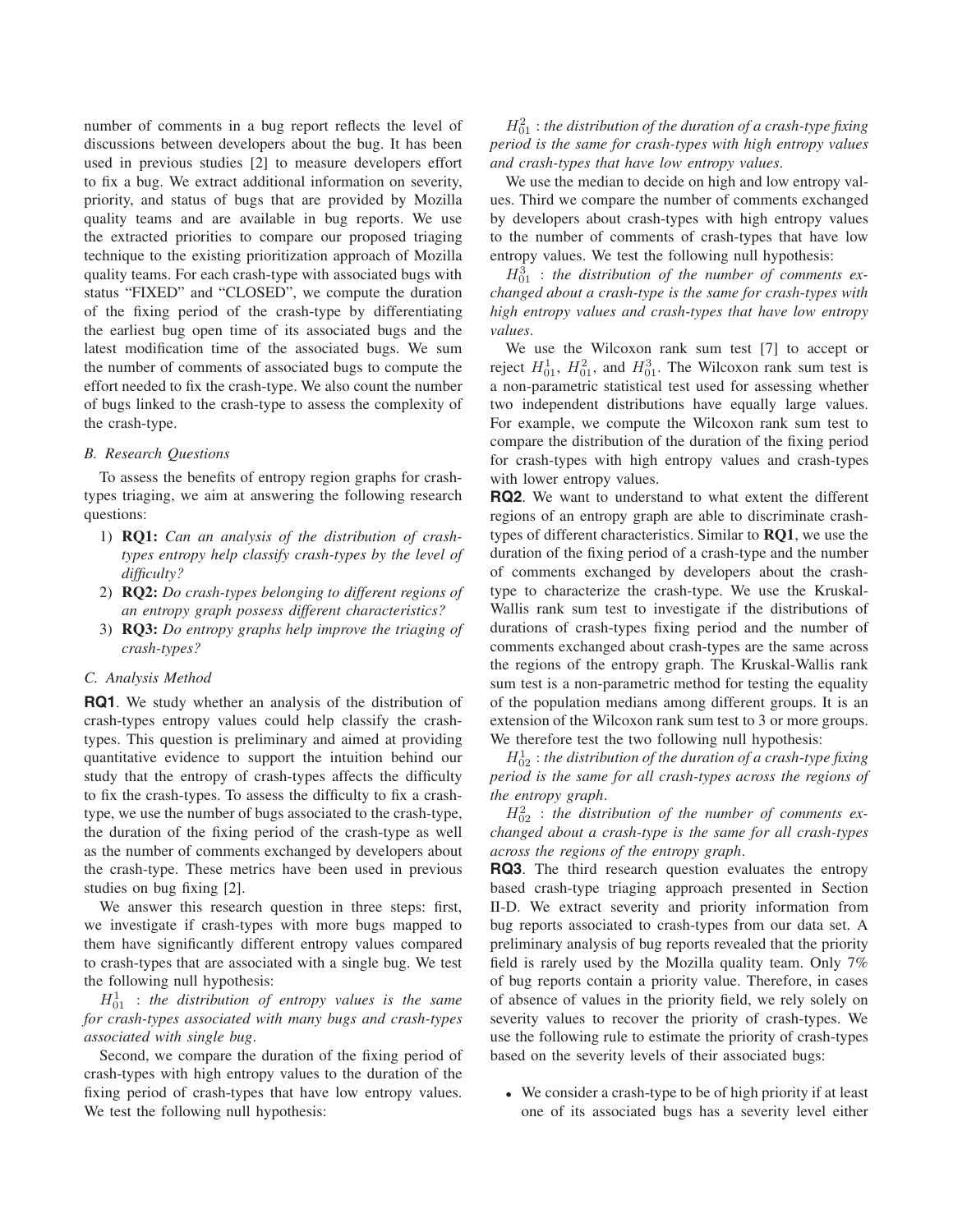number of comments in a bug report reflects the level of discussions between developers about the bug. It has been used in previous studies [2] to measure developers effort to fix a bug. We extract additional information on severity, priority, and status of bugs that are provided by Mozilla quality teams and are available in bug reports. We use the extracted priorities to compare our proposed triaging technique to the existing prioritization approach of Mozilla quality teams. For each crash-type with associated bugs with status "FIXED" and "CLOSED", we compute the duration of the fixing period of the crash-type by differentiating the earliest bug open time of its associated bugs and the latest modification time of the associated bugs. We sum the number of comments of associated bugs to compute the effort needed to fix the crash-type. We also count the number of bugs linked to the crash-type to assess the complexity of the crash-type.

### B. Research Questions

To assess the benefits of entropy region graphs for crash-types triaging, we aim at answering the following research questions:

1) **RQ1:** *Can an analysis of the distribution of crash-types entropy help classify crash-types by the level of difficulty?*
2) **RQ2:** *Do crash-types belonging to different regions of an entropy graph possess different characteristics?*
3) **RQ3:** *Do entropy graphs help improve the triaging of crash-types?*

### C. Analysis Method

**RQ1**. We study whether an analysis of the distribution of crash-types entropy values could help classify the crash-types. This question is preliminary and aimed at providing quantitative evidence to support the intuition behind our study that the entropy of crash-types affects the difficulty to fix the crash-types. To assess the difficulty to fix a crash-type, we use the number of bugs associated to the crash-type, the duration of the fixing period of the crash-type as well as the number of comments exchanged by developers about the crash-type. These metrics have been used in previous studies on bug fixing [2].

We answer this research question in three steps: first, we investigate if crash-types with more bugs mapped to them have significantly different entropy values compared to crash-types that are associated with a single bug. We test the following null hypothesis:

$H_{01}^1$ : *the distribution of entropy values is the same for crash-types associated with many bugs and crash-types associated with single bug*.

Second, we compare the duration of the fixing period of crash-types with high entropy values to the duration of the fixing period of crash-types that have low entropy values. We test the following null hypothesis:

$H_{01}^2$ : *the distribution of the duration of a crash-type fixing period is the same for crash-types with high entropy values and crash-types that have low entropy values*.

We use the median to decide on high and low entropy values. Third we compare the number of comments exchanged by developers about crash-types with high entropy values to the number of comments of crash-types that have low entropy values. We test the following null hypothesis:

$H_{01}^3$ : *the distribution of the number of comments exchanged about a crash-type is the same for crash-types with high entropy values and crash-types that have low entropy values*.

We use the Wilcoxon rank sum test [7] to accept or reject $H_{01}^1$, $H_{01}^2$, and $H_{01}^3$. The Wilcoxon rank sum test is a non-parametric statistical test used for assessing whether two independent distributions have equally large values. For example, we compute the Wilcoxon rank sum test to compare the distribution of the duration of the fixing period for crash-types with high entropy values and crash-types with lower entropy values.

**RQ2**. We want to understand to what extent the different regions of an entropy graph are able to discriminate crash-types of different characteristics. Similar to **RQ1**, we use the duration of the fixing period of a crash-type and the number of comments exchanged by developers about the crash-type to characterize the crash-type. We use the Kruskal-Wallis rank sum test to investigate if the distributions of durations of crash-types fixing period and the number of comments exchanged about crash-types are the same across the regions of the entropy graph. The Kruskal-Wallis rank sum test is a non-parametric method for testing the equality of the population medians among different groups. It is an extension of the Wilcoxon rank sum test to 3 or more groups. We therefore test the two following null hypothesis:

$H_{02}^1$ : *the distribution of the duration of a crash-type fixing period is the same for all crash-types across the regions of the entropy graph*.

$H_{02}^2$ : *the distribution of the number of comments exchanged about a crash-type is the same for all crash-types across the regions of the entropy graph*.

**RQ3**. The third research question evaluates the entropy based crash-type triaging approach presented in Section II-D. We extract severity and priority information from bug reports associated to crash-types from our data set. A preliminary analysis of bug reports revealed that the priority field is rarely used by the Mozilla quality team. Only 7% of bug reports contain a priority value. Therefore, in cases of absence of values in the priority field, we rely solely on severity values to recover the priority of crash-types. We use the following rule to estimate the priority of crash-types based on the severity levels of their associated bugs:

- We consider a crash-type to be of high priority if at least one of its associated bugs has a severity level either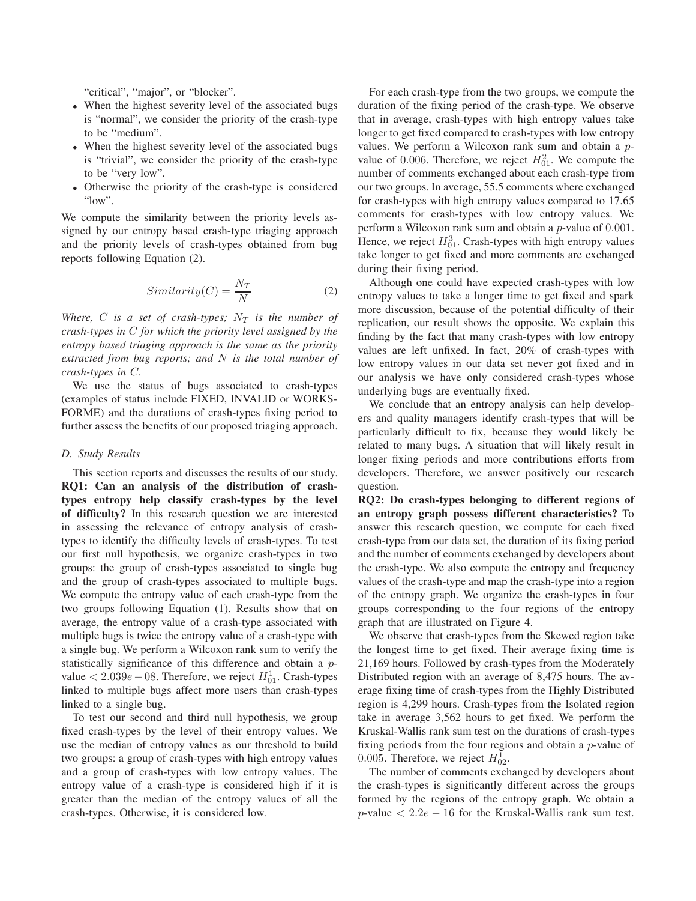"critical", "major", or "blocker".

- When the highest severity level of the associated bugs is "normal", we consider the priority of the crash-type to be "medium".
- When the highest severity level of the associated bugs is "trivial", we consider the priority of the crash-type to be "very low".
- Otherwise the priority of the crash-type is considered "low".

We compute the similarity between the priority levels assigned by our entropy based crash-type triaging approach and the priority levels of crash-types obtained from bug reports following Equation (2).

$$Similarity(C) = \frac{N_T}{N} \tag{2}$$

*Where, $C$ is a set of crash-types; $N_T$ is the number of crash-types in $C$ for which the priority level assigned by the entropy based triaging approach is the same as the priority extracted from bug reports; and $N$ is the total number of crash-types in $C$.*

We use the status of bugs associated to crash-types (examples of status include FIXED, INVALID or WORKSFORME) and the durations of crash-types fixing period to further assess the benefits of our proposed triaging approach.

### D. Study Results

This section reports and discusses the results of our study. **RQ1: Can an analysis of the distribution of crash-types entropy help classify crash-types by the level of difficulty?** In this research question we are interested in assessing the relevance of entropy analysis of crash-types to identify the difficulty levels of crash-types. To test our first null hypothesis, we organize crash-types in two groups: the group of crash-types associated to single bug and the group of crash-types associated to multiple bugs. We compute the entropy value of each crash-type from the two groups following Equation (1). Results show that on average, the entropy value of a crash-type associated with multiple bugs is twice the entropy value of a crash-type with a single bug. We perform a Wilcoxon rank sum to verify the statistically significance of this difference and obtain a $p$-value $< 2.039e-08$. Therefore, we reject $H_{01}^1$. Crash-types linked to multiple bugs affect more users than crash-types linked to a single bug.

To test our second and third null hypothesis, we group fixed crash-types by the level of their entropy values. We use the median of entropy values as our threshold to build two groups: a group of crash-types with high entropy values and a group of crash-types with low entropy values. The entropy value of a crash-type is considered high if it is greater than the median of the entropy values of all the crash-types. Otherwise, it is considered low.

For each crash-type from the two groups, we compute the duration of the fixing period of the crash-type. We observe that in average, crash-types with high entropy values take longer to get fixed compared to crash-types with low entropy values. We perform a Wilcoxon rank sum and obtain a $p$-value of $0.006$. Therefore, we reject $H_{01}^2$. We compute the number of comments exchanged about each crash-type from our two groups. In average, 55.5 comments where exchanged for crash-types with high entropy values compared to 17.65 comments for crash-types with low entropy values. We perform a Wilcoxon rank sum and obtain a $p$-value of $0.001$. Hence, we reject $H_{01}^3$. Crash-types with high entropy values take longer to get fixed and more comments are exchanged during their fixing period.

Although one could have expected crash-types with low entropy values to take a longer time to get fixed and spark more discussion, because of the potential difficulty of their replication, our result shows the opposite. We explain this finding by the fact that many crash-types with low entropy values are left unfixed. In fact, 20% of crash-types with low entropy values in our data set never got fixed and in our analysis we have only considered crash-types whose underlying bugs are eventually fixed.

We conclude that an entropy analysis can help developers and quality managers identify crash-types that will be particularly difficult to fix, because they would likely be related to many bugs. A situation that will likely result in longer fixing periods and more contributions efforts from developers. Therefore, we answer positively our research question.

**RQ2: Do crash-types belonging to different regions of an entropy graph possess different characteristics?** To answer this research question, we compute for each fixed crash-type from our data set, the duration of its fixing period and the number of comments exchanged by developers about the crash-type. We also compute the entropy and frequency values of the crash-type and map the crash-type into a region of the entropy graph. We organize the crash-types in four groups corresponding to the four regions of the entropy graph that are illustrated on Figure 4.

We observe that crash-types from the Skewed region take the longest time to get fixed. Their average fixing time is 21,169 hours. Followed by crash-types from the Moderately Distributed region with an average of 8,475 hours. The average fixing time of crash-types from the Highly Distributed region is 4,299 hours. Crash-types from the Isolated region take in average 3,562 hours to get fixed. We perform the Kruskal-Wallis rank sum test on the durations of crash-types fixing periods from the four regions and obtain a $p$-value of $0.005$. Therefore, we reject $H_{02}^1$.

The number of comments exchanged by developers about the crash-types is significantly different across the groups formed by the regions of the entropy graph. We obtain a $p$-value $< 2.2e-16$ for the Kruskal-Wallis rank sum test.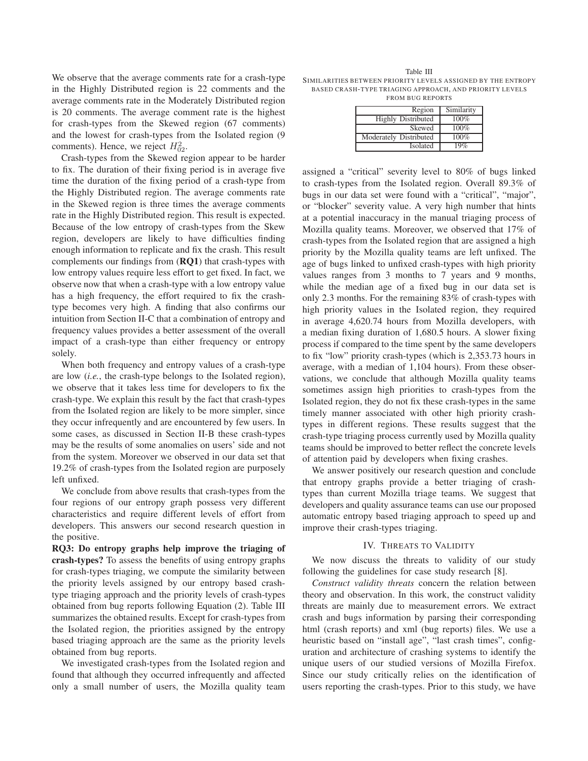We observe that the average comments rate for a crash-type in the Highly Distributed region is 22 comments and the average comments rate in the Moderately Distributed region is 20 comments. The average comment rate is the highest for crash-types from the Skewed region (67 comments) and the lowest for crash-types from the Isolated region (9 comments). Hence, we reject $H_{02}^2$.

Crash-types from the Skewed region appear to be harder to fix. The duration of their fixing period is in average five time the duration of the fixing period of a crash-type from the Highly Distributed region. The average comments rate in the Skewed region is three times the average comments rate in the Highly Distributed region. This result is expected. Because of the low entropy of crash-types from the Skew region, developers are likely to have difficulties finding enough information to replicate and fix the crash. This result complements our findings from (**RQ1**) that crash-types with low entropy values require less effort to get fixed. In fact, we observe now that when a crash-type with a low entropy value has a high frequency, the effort required to fix the crash-type becomes very high. A finding that also confirms our intuition from Section II-C that a combination of entropy and frequency values provides a better assessment of the overall impact of a crash-type than either frequency or entropy solely.

When both frequency and entropy values of a crash-type are low (*i.e.*, the crash-type belongs to the Isolated region), we observe that it takes less time for developers to fix the crash-type. We explain this result by the fact that crash-types from the Isolated region are likely to be more simpler, since they occur infrequently and are encountered by few users. In some cases, as discussed in Section II-B these crash-types may be the results of some anomalies on users' side and not from the system. Moreover we observed in our data set that 19.2% of crash-types from the Isolated region are purposely left unfixed.

We conclude from above results that crash-types from the four regions of our entropy graph possess very different characteristics and require different levels of effort from developers. This answers our second research question in the positive.

**RQ3: Do entropy graphs help improve the triaging of crash-types?** To assess the benefits of using entropy graphs for crash-types triaging, we compute the similarity between the priority levels assigned by our entropy based crash-type triaging approach and the priority levels of crash-types obtained from bug reports following Equation (2). Table III summarizes the obtained results. Except for crash-types from the Isolated region, the priorities assigned by the entropy based triaging approach are the same as the priority levels obtained from bug reports.

We investigated crash-types from the Isolated region and found that although they occurred infrequently and affected only a small number of users, the Mozilla quality team

Table III
SIMILARITIES BETWEEN PRIORITY LEVELS ASSIGNED BY THE ENTROPY BASED CRASH-TYPE TRIAGING APPROACH, AND PRIORITY LEVELS FROM BUG REPORTS

| Region | Similarity |
|---|---|
| Highly Distributed | 100% |
| Skewed | 100% |
| Moderately Distributed | 100% |
| Isolated | 19% |

assigned a "critical" severity level to 80% of bugs linked to crash-types from the Isolated region. Overall 89.3% of bugs in our data set were found with a "critical", "major", or "blocker" severity value. A very high number that hints at a potential inaccuracy in the manual triaging process of Mozilla quality teams. Moreover, we observed that 17% of crash-types from the Isolated region that are assigned a high priority by the Mozilla quality teams are left unfixed. The age of bugs linked to unfixed crash-types with high priority values ranges from 3 months to 7 years and 9 months, while the median age of a fixed bug in our data set is only 2.3 months. For the remaining 83% of crash-types with high priority values in the Isolated region, they required in average 4,620.74 hours from Mozilla developers, with a median fixing duration of 1,680.5 hours. A slower fixing process if compared to the time spent by the same developers to fix "low" priority crash-types (which is 2,353.73 hours in average, with a median of 1,104 hours). From these observations, we conclude that although Mozilla quality teams sometimes assign high priorities to crash-types from the Isolated region, they do not fix these crash-types in the same timely manner associated with other high priority crash-types in different regions. These results suggest that the crash-type triaging process currently used by Mozilla quality teams should be improved to better reflect the concrete levels of attention paid by developers when fixing crashes.

We answer positively our research question and conclude that entropy graphs provide a better triaging of crash-types than current Mozilla triage teams. We suggest that developers and quality assurance teams can use our proposed automatic entropy based triaging approach to speed up and improve their crash-types triaging.

## IV. Threats to Validity

We now discuss the threats to validity of our study following the guidelines for case study research [8].

*Construct validity threats* concern the relation between theory and observation. In this work, the construct validity threats are mainly due to measurement errors. We extract crash and bugs information by parsing their corresponding html (crash reports) and xml (bug reports) files. We use a heuristic based on "install age", "last crash times", configuration and architecture of crashing systems to identify the unique users of our studied versions of Mozilla Firefox. Since our study critically relies on the identification of users reporting the crash-types. Prior to this study, we have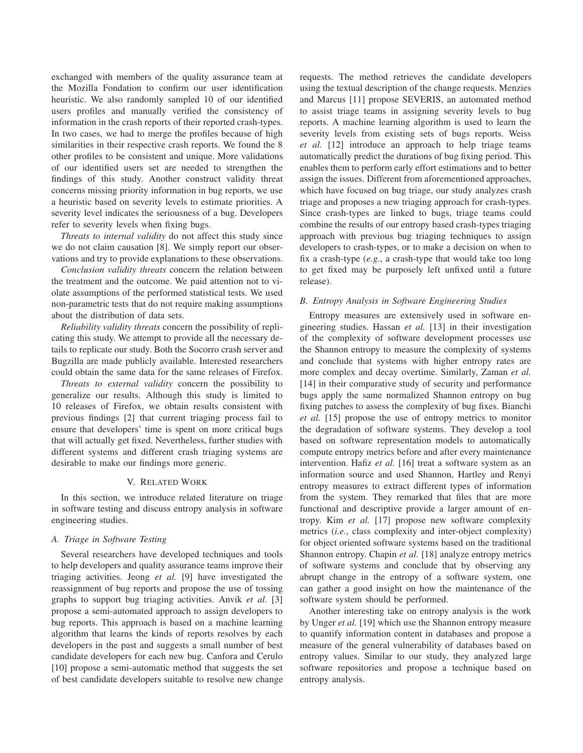exchanged with members of the quality assurance team at the Mozilla Fondation to confirm our user identification heuristic. We also randomly sampled 10 of our identified users profiles and manually verified the consistency of information in the crash reports of their reported crash-types. In two cases, we had to merge the profiles because of high similarities in their respective crash reports. We found the 8 other profiles to be consistent and unique. More validations of our identified users set are needed to strengthen the findings of this study. Another construct validity threat concerns missing priority information in bug reports, we use a heuristic based on severity levels to estimate priorities. A severity level indicates the seriousness of a bug. Developers refer to severity levels when fixing bugs.

*Threats to internal validity* do not affect this study since we do not claim causation [8]. We simply report our observations and try to provide explanations to these observations.

*Conclusion validity threats* concern the relation between the treatment and the outcome. We paid attention not to violate assumptions of the performed statistical tests. We used non-parametric tests that do not require making assumptions about the distribution of data sets.

*Reliability validity threats* concern the possibility of replicating this study. We attempt to provide all the necessary details to replicate our study. Both the Socorro crash server and Bugzilla are made publicly available. Interested researchers could obtain the same data for the same releases of Firefox.

*Threats to external validity* concern the possibility to generalize our results. Although this study is limited to 10 releases of Firefox, we obtain results consistent with previous findings [2] that current triaging process fail to ensure that developers' time is spent on more critical bugs that will actually get fixed. Nevertheless, further studies with different systems and different crash triaging systems are desirable to make our findings more generic.

## V. Related Work

In this section, we introduce related literature on triage in software testing and discuss entropy analysis in software engineering studies.

### A. Triage in Software Testing

Several researchers have developed techniques and tools to help developers and quality assurance teams improve their triaging activities. Jeong *et al.* [9] have investigated the reassignment of bug reports and propose the use of tossing graphs to support bug triaging activities. Anvik *et al.* [3] propose a semi-automated approach to assign developers to bug reports. This approach is based on a machine learning algorithm that learns the kinds of reports resolves by each developers in the past and suggests a small number of best candidate developers for each new bug. Canfora and Cerulo [10] propose a semi-automatic method that suggests the set of best candidate developers suitable to resolve new change requests. The method retrieves the candidate developers using the textual description of the change requests. Menzies and Marcus [11] propose SEVERIS, an automated method to assist triage teams in assigning severity levels to bug reports. A machine learning algorithm is used to learn the severity levels from existing sets of bugs reports. Weiss *et al.* [12] introduce an approach to help triage teams automatically predict the durations of bug fixing period. This enables them to perform early effort estimations and to better assign the issues. Different from aforementioned approaches, which have focused on bug triage, our study analyzes crash triage and proposes a new triaging approach for crash-types. Since crash-types are linked to bugs, triage teams could combine the results of our entropy based crash-types triaging approach with previous bug triaging techniques to assign developers to crash-types, or to make a decision on when to fix a crash-type (*e.g.*, a crash-type that would take too long to get fixed may be purposely left unfixed until a future release).

### B. Entropy Analysis in Software Engineering Studies

Entropy measures are extensively used in software engineering studies. Hassan *et al.* [13] in their investigation of the complexity of software development processes use the Shannon entropy to measure the complexity of systems and conclude that systems with higher entropy rates are more complex and decay overtime. Similarly, Zaman *et al.* [14] in their comparative study of security and performance bugs apply the same normalized Shannon entropy on bug fixing patches to assess the complexity of bug fixes. Bianchi *et al.* [15] propose the use of entropy metrics to monitor the degradation of software systems. They develop a tool based on software representation models to automatically compute entropy metrics before and after every maintenance intervention. Hafiz *et al.* [16] treat a software system as an information source and used Shannon, Hartley and Renyi entropy measures to extract different types of information from the system. They remarked that files that are more functional and descriptive provide a larger amount of entropy. Kim *et al.* [17] propose new software complexity metrics (*i.e.*, class complexity and inter-object complexity) for object oriented software systems based on the traditional Shannon entropy. Chapin *et al.* [18] analyze entropy metrics of software systems and conclude that by observing any abrupt change in the entropy of a software system, one can gather a good insight on how the maintenance of the software system should be performed.

Another interesting take on entropy analysis is the work by Unger *et al.* [19] which use the Shannon entropy measure to quantify information content in databases and propose a measure of the general vulnerability of databases based on entropy values. Similar to our study, they analyzed large software repositories and propose a technique based on entropy analysis.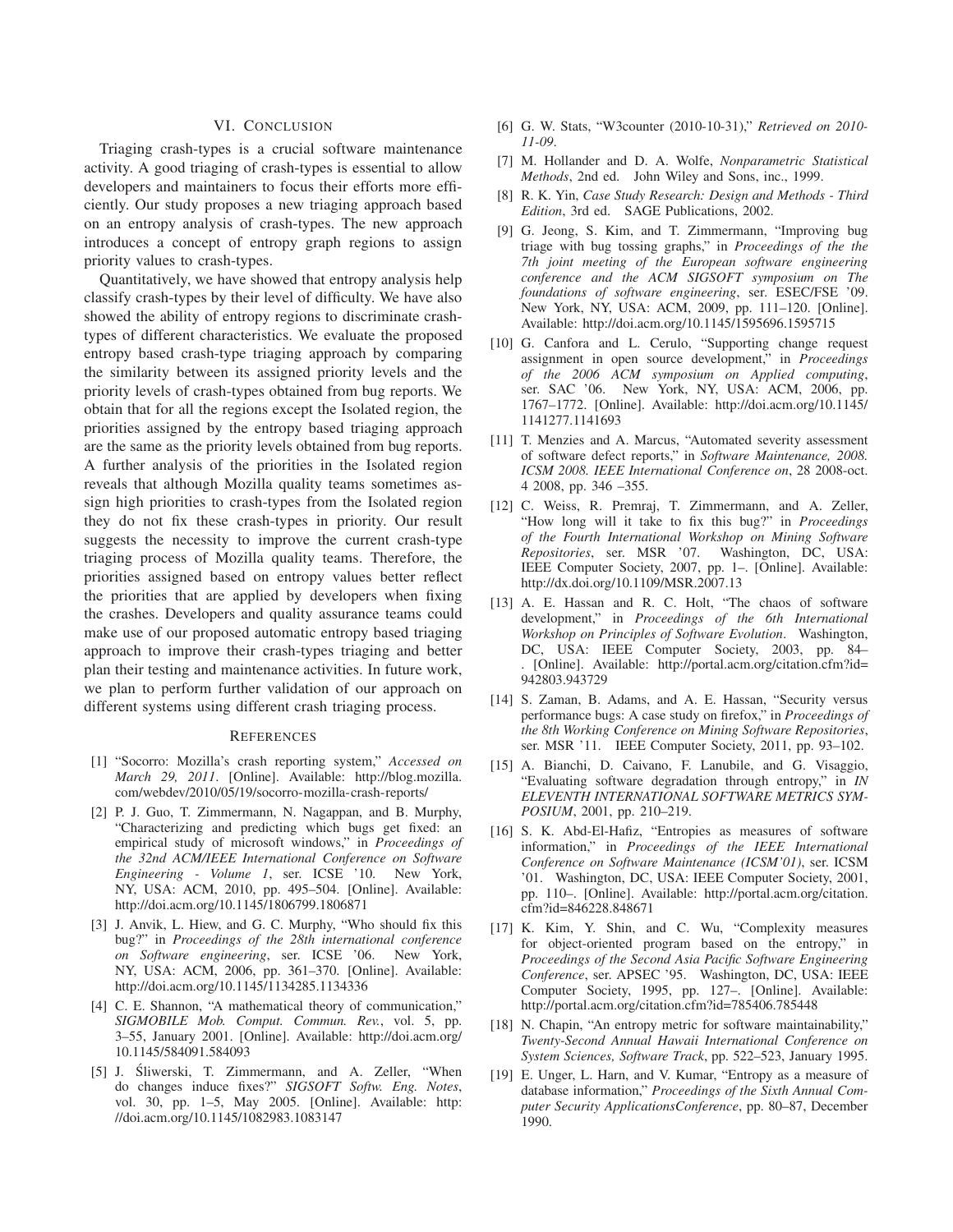## VI. Conclusion

Triaging crash-types is a crucial software maintenance activity. A good triaging of crash-types is essential to allow developers and maintainers to focus their efforts more efficiently. Our study proposes a new triaging approach based on an entropy analysis of crash-types. The new approach introduces a concept of entropy graph regions to assign priority values to crash-types.

Quantitatively, we have showed that entropy analysis help classify crash-types by their level of difficulty. We have also showed the ability of entropy regions to discriminate crash-types of different characteristics. We evaluate the proposed entropy based crash-type triaging approach by comparing the similarity between its assigned priority levels and the priority levels of crash-types obtained from bug reports. We obtain that for all the regions except the Isolated region, the priorities assigned by the entropy based triaging approach are the same as the priority levels obtained from bug reports. A further analysis of the priorities in the Isolated region reveals that although Mozilla quality teams sometimes assign high priorities to crash-types from the Isolated region they do not fix these crash-types in priority. Our result suggests the necessity to improve the current crash-type triaging process of Mozilla quality teams. Therefore, the priorities assigned based on entropy values better reflect the priorities that are applied by developers when fixing the crashes. Developers and quality assurance teams could make use of our proposed automatic entropy based triaging approach to improve their crash-types triaging and better plan their testing and maintenance activities. In future work, we plan to perform further validation of our approach on different systems using different crash triaging process.

## References

[1] "Socorro: Mozilla's crash reporting system," *Accessed on March 29, 2011*. [Online]. Available: http://blog.mozilla.com/webdev/2010/05/19/socorro-mozilla-crash-reports/

[2] P. J. Guo, T. Zimmermann, N. Nagappan, and B. Murphy, "Characterizing and predicting which bugs get fixed: an empirical study of microsoft windows," in *Proceedings of the 32nd ACM/IEEE International Conference on Software Engineering - Volume 1*, ser. ICSE '10. New York, NY, USA: ACM, 2010, pp. 495–504. [Online]. Available: http://doi.acm.org/10.1145/1806799.1806871

[3] J. Anvik, L. Hiew, and G. C. Murphy, "Who should fix this bug?" in *Proceedings of the 28th international conference on Software engineering*, ser. ICSE '06. New York, NY, USA: ACM, 2006, pp. 361–370. [Online]. Available: http://doi.acm.org/10.1145/1134285.1134336

[4] C. E. Shannon, "A mathematical theory of communication," *SIGMOBILE Mob. Comput. Commun. Rev.*, vol. 5, pp. 3–55, January 2001. [Online]. Available: http://doi.acm.org/10.1145/584091.584093

[5] J. Śliwerski, T. Zimmermann, and A. Zeller, "When do changes induce fixes?" *SIGSOFT Softw. Eng. Notes*, vol. 30, pp. 1–5, May 2005. [Online]. Available: http://doi.acm.org/10.1145/1082983.1083147

[6] G. W. Stats, "W3counter (2010-10-31)," *Retrieved on 2010-11-09*.

[7] M. Hollander and D. A. Wolfe, *Nonparametric Statistical Methods*, 2nd ed. John Wiley and Sons, inc., 1999.

[8] R. K. Yin, *Case Study Research: Design and Methods - Third Edition*, 3rd ed. SAGE Publications, 2002.

[9] G. Jeong, S. Kim, and T. Zimmermann, "Improving bug triage with bug tossing graphs," in *Proceedings of the the 7th joint meeting of the European software engineering conference and the ACM SIGSOFT symposium on The foundations of software engineering*, ser. ESEC/FSE '09. New York, NY, USA: ACM, 2009, pp. 111–120. [Online]. Available: http://doi.acm.org/10.1145/1595696.1595715

[10] G. Canfora and L. Cerulo, "Supporting change request assignment in open source development," in *Proceedings of the 2006 ACM symposium on Applied computing*, ser. SAC '06. New York, NY, USA: ACM, 2006, pp. 1767–1772. [Online]. Available: http://doi.acm.org/10.1145/1141277.1141693

[11] T. Menzies and A. Marcus, "Automated severity assessment of software defect reports," in *Software Maintenance, 2008. ICSM 2008. IEEE International Conference on*, 28 2008-oct. 4 2008, pp. 346 –355.

[12] C. Weiss, R. Premraj, T. Zimmermann, and A. Zeller, "How long will it take to fix this bug?" in *Proceedings of the Fourth International Workshop on Mining Software Repositories*, ser. MSR '07. Washington, DC, USA: IEEE Computer Society, 2007, pp. 1–. [Online]. Available: http://dx.doi.org/10.1109/MSR.2007.13

[13] A. E. Hassan and R. C. Holt, "The chaos of software development," in *Proceedings of the 6th International Workshop on Principles of Software Evolution*. Washington, DC, USA: IEEE Computer Society, 2003, pp. 84–. [Online]. Available: http://portal.acm.org/citation.cfm?id=942803.943729

[14] S. Zaman, B. Adams, and A. E. Hassan, "Security versus performance bugs: A case study on firefox," in *Proceedings of the 8th Working Conference on Mining Software Repositories*, ser. MSR '11. IEEE Computer Society, 2011, pp. 93–102.

[15] A. Bianchi, D. Caivano, F. Lanubile, and G. Visaggio, "Evaluating software degradation through entropy," in *IN ELEVENTH INTERNATIONAL SOFTWARE METRICS SYMPOSIUM*, 2001, pp. 210–219.

[16] S. K. Abd-El-Hafiz, "Entropies as measures of software information," in *Proceedings of the IEEE International Conference on Software Maintenance (ICSM'01)*, ser. ICSM '01. Washington, DC, USA: IEEE Computer Society, 2001, pp. 110–. [Online]. Available: http://portal.acm.org/citation.cfm?id=846228.848671

[17] K. Kim, Y. Shin, and C. Wu, "Complexity measures for object-oriented program based on the entropy," in *Proceedings of the Second Asia Pacific Software Engineering Conference*, ser. APSEC '95. Washington, DC, USA: IEEE Computer Society, 1995, pp. 127–. [Online]. Available: http://portal.acm.org/citation.cfm?id=785406.785448

[18] N. Chapin, "An entropy metric for software maintainability," *Twenty-Second Annual Hawaii International Conference on System Sciences, Software Track*, pp. 522–523, January 1995.

[19] E. Unger, L. Harn, and V. Kumar, "Entropy as a measure of database information," *Proceedings of the Sixth Annual Computer Security ApplicationsConference*, pp. 80–87, December 1990.